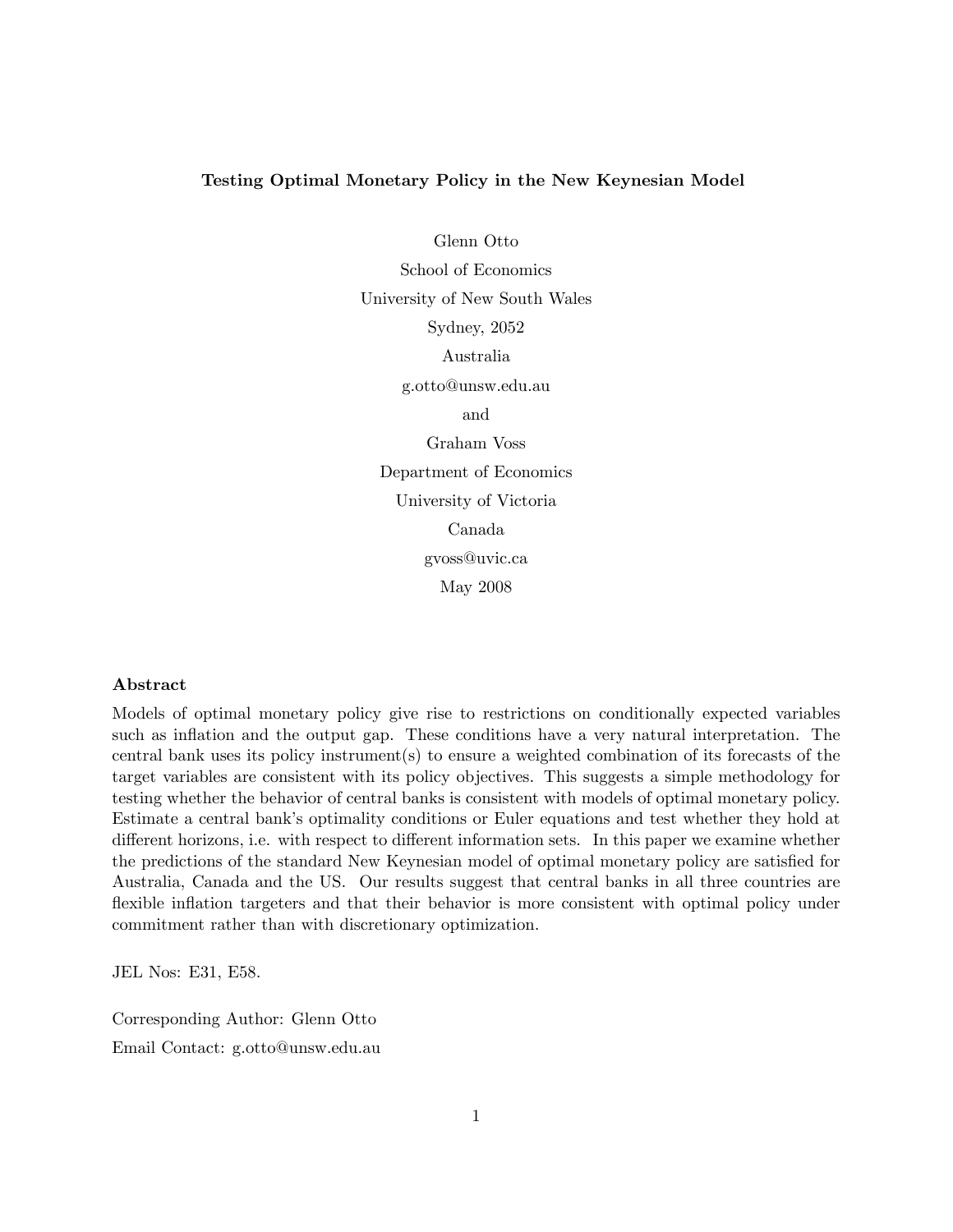# Testing Optimal Monetary Policy in the New Keynesian Model

Glenn Otto
School of Economics
University of New South Wales
Sydney, 2052
Australia
g.otto@unsw.edu.au

and

Graham Voss
Department of Economics
University of Victoria
Canada
gvoss@uvic.ca

May 2008

## Abstract

Models of optimal monetary policy give rise to restrictions on conditionally expected variables such as inflation and the output gap. These conditions have a very natural interpretation. The central bank uses its policy instrument(s) to ensure a weighted combination of its forecasts of the target variables are consistent with its policy objectives. This suggests a simple methodology for testing whether the behavior of central banks is consistent with models of optimal monetary policy. Estimate a central bank's optimality conditions or Euler equations and test whether they hold at different horizons, i.e. with respect to different information sets. In this paper we examine whether the predictions of the standard New Keynesian model of optimal monetary policy are satisfied for Australia, Canada and the US. Our results suggest that central banks in all three countries are flexible inflation targeters and that their behavior is more consistent with optimal policy under commitment rather than with discretionary optimization.

JEL Nos: E31, E58.

Corresponding Author: Glenn Otto
Email Contact: g.otto@unsw.edu.au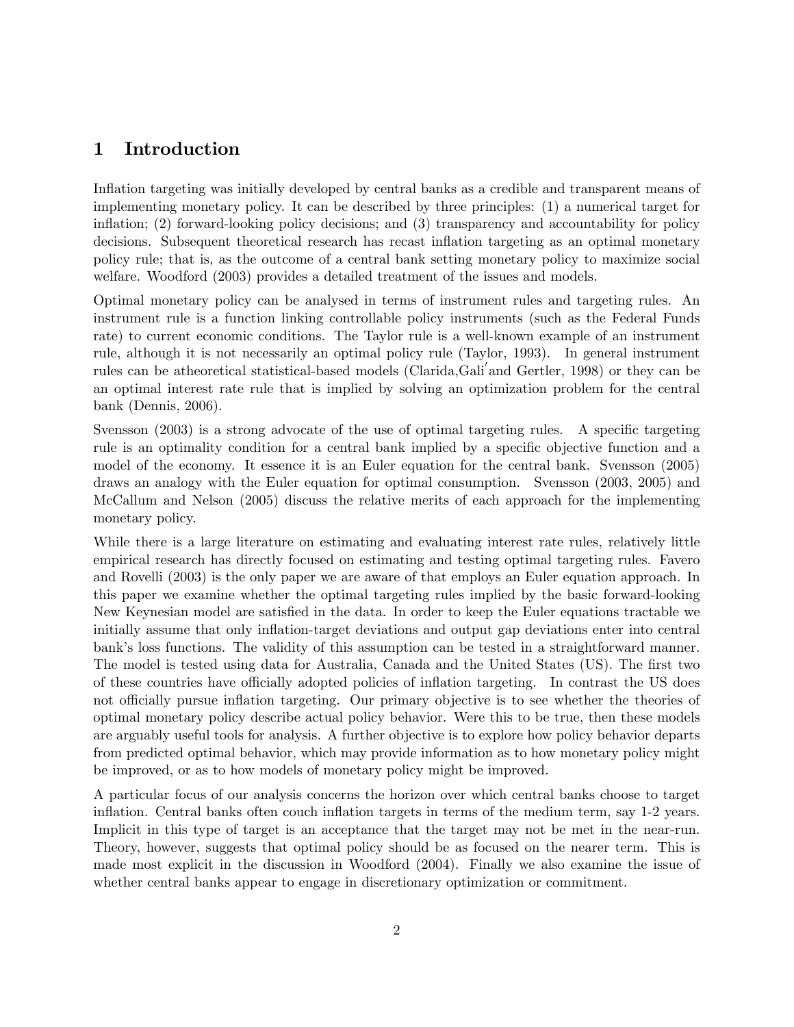# 1 Introduction

Inflation targeting was initially developed by central banks as a credible and transparent means of implementing monetary policy. It can be described by three principles: (1) a numerical target for inflation; (2) forward-looking policy decisions; and (3) transparency and accountability for policy decisions. Subsequent theoretical research has recast inflation targeting as an optimal monetary policy rule; that is, as the outcome of a central bank setting monetary policy to maximize social welfare. Woodford (2003) provides a detailed treatment of the issues and models.

Optimal monetary policy can be analysed in terms of instrument rules and targeting rules. An instrument rule is a function linking controllable policy instruments (such as the Federal Funds rate) to current economic conditions. The Taylor rule is a well-known example of an instrument rule, although it is not necessarily an optimal policy rule (Taylor, 1993). In general instrument rules can be atheoretical statistical-based models (Clarida,Gali′and Gertler, 1998) or they can be an optimal interest rate rule that is implied by solving an optimization problem for the central bank (Dennis, 2006).

Svensson (2003) is a strong advocate of the use of optimal targeting rules. A specific targeting rule is an optimality condition for a central bank implied by a specific objective function and a model of the economy. It essence it is an Euler equation for the central bank. Svensson (2005) draws an analogy with the Euler equation for optimal consumption. Svensson (2003, 2005) and McCallum and Nelson (2005) discuss the relative merits of each approach for the implementing monetary policy.

While there is a large literature on estimating and evaluating interest rate rules, relatively little empirical research has directly focused on estimating and testing optimal targeting rules. Favero and Rovelli (2003) is the only paper we are aware of that employs an Euler equation approach. In this paper we examine whether the optimal targeting rules implied by the basic forward-looking New Keynesian model are satisfied in the data. In order to keep the Euler equations tractable we initially assume that only inflation-target deviations and output gap deviations enter into central bank's loss functions. The validity of this assumption can be tested in a straightforward manner. The model is tested using data for Australia, Canada and the United States (US). The first two of these countries have officially adopted policies of inflation targeting. In contrast the US does not officially pursue inflation targeting. Our primary objective is to see whether the theories of optimal monetary policy describe actual policy behavior. Were this to be true, then these models are arguably useful tools for analysis. A further objective is to explore how policy behavior departs from predicted optimal behavior, which may provide information as to how monetary policy might be improved, or as to how models of monetary policy might be improved.

A particular focus of our analysis concerns the horizon over which central banks choose to target inflation. Central banks often couch inflation targets in terms of the medium term, say 1-2 years. Implicit in this type of target is an acceptance that the target may not be met in the near-run. Theory, however, suggests that optimal policy should be as focused on the nearer term. This is made most explicit in the discussion in Woodford (2004). Finally we also examine the issue of whether central banks appear to engage in discretionary optimization or commitment.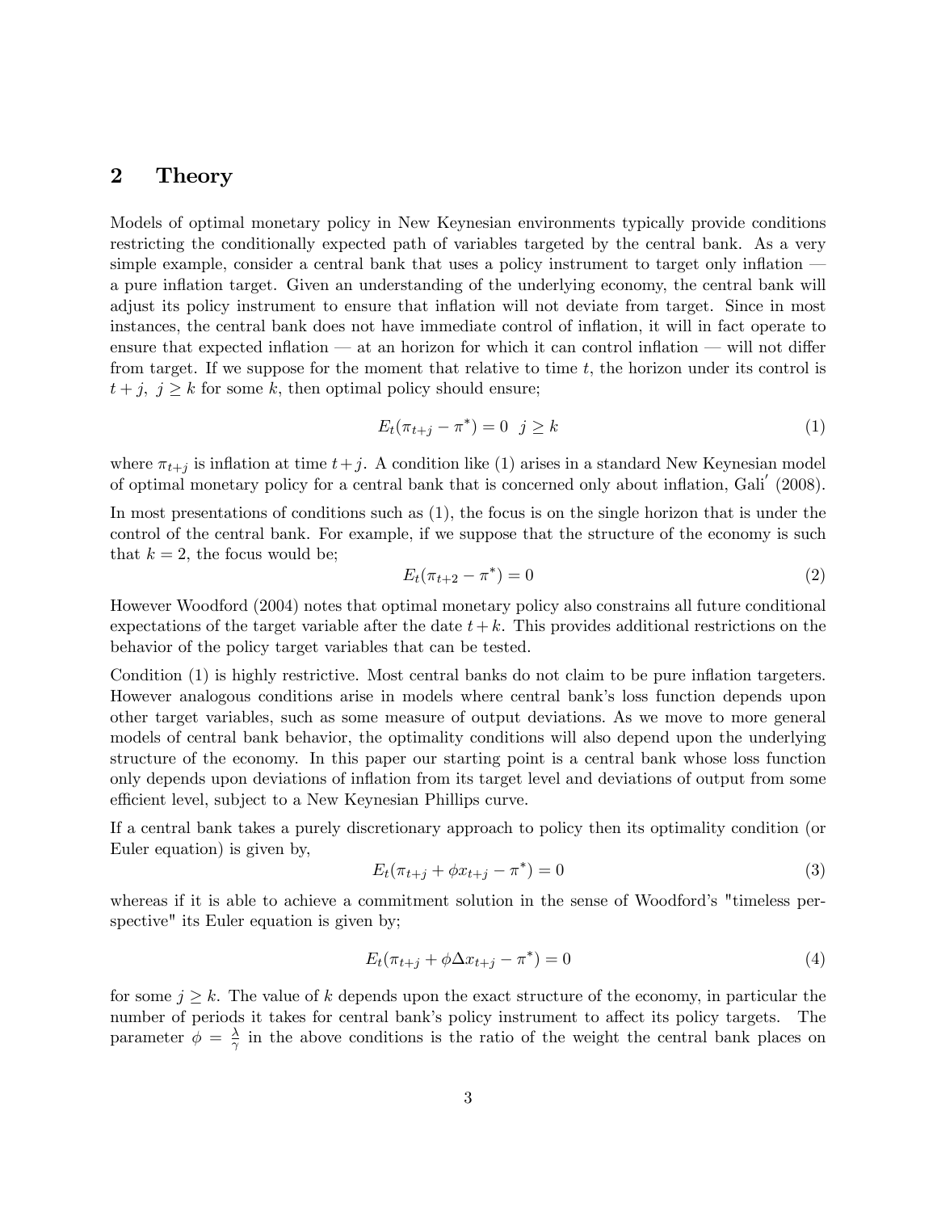## 2 Theory

Models of optimal monetary policy in New Keynesian environments typically provide conditions restricting the conditionally expected path of variables targeted by the central bank. As a very simple example, consider a central bank that uses a policy instrument to target only inflation — a pure inflation target. Given an understanding of the underlying economy, the central bank will adjust its policy instrument to ensure that inflation will not deviate from target. Since in most instances, the central bank does not have immediate control of inflation, it will in fact operate to ensure that expected inflation — at an horizon for which it can control inflation — will not differ from target. If we suppose for the moment that relative to time $t$, the horizon under its control is $t+j,\ j \geq k$ for some $k$, then optimal policy should ensure;

$$E_t(\pi_{t+j} - \pi^*) = 0 \ \ j \geq k \tag{1}$$

where $\pi_{t+j}$ is inflation at time $t+j$. A condition like (1) arises in a standard New Keynesian model of optimal monetary policy for a central bank that is concerned only about inflation, Galí (2008).

In most presentations of conditions such as (1), the focus is on the single horizon that is under the control of the central bank. For example, if we suppose that the structure of the economy is such that $k = 2$, the focus would be;

$$E_t(\pi_{t+2} - \pi^*) = 0 \tag{2}$$

However Woodford (2004) notes that optimal monetary policy also constrains all future conditional expectations of the target variable after the date $t+k$. This provides additional restrictions on the behavior of the policy target variables that can be tested.

Condition (1) is highly restrictive. Most central banks do not claim to be pure inflation targeters. However analogous conditions arise in models where central bank's loss function depends upon other target variables, such as some measure of output deviations. As we move to more general models of central bank behavior, the optimality conditions will also depend upon the underlying structure of the economy. In this paper our starting point is a central bank whose loss function only depends upon deviations of inflation from its target level and deviations of output from some efficient level, subject to a New Keynesian Phillips curve.

If a central bank takes a purely discretionary approach to policy then its optimality condition (or Euler equation) is given by,

$$E_t(\pi_{t+j} + \phi x_{t+j} - \pi^*) = 0 \tag{3}$$

whereas if it is able to achieve a commitment solution in the sense of Woodford's "timeless perspective" its Euler equation is given by;

$$E_t(\pi_{t+j} + \phi \Delta x_{t+j} - \pi^*) = 0 \tag{4}$$

for some $j \geq k$. The value of $k$ depends upon the exact structure of the economy, in particular the number of periods it takes for central bank's policy instrument to affect its policy targets. The parameter $\phi = \frac{\lambda}{\gamma}$ in the above conditions is the ratio of the weight the central bank places on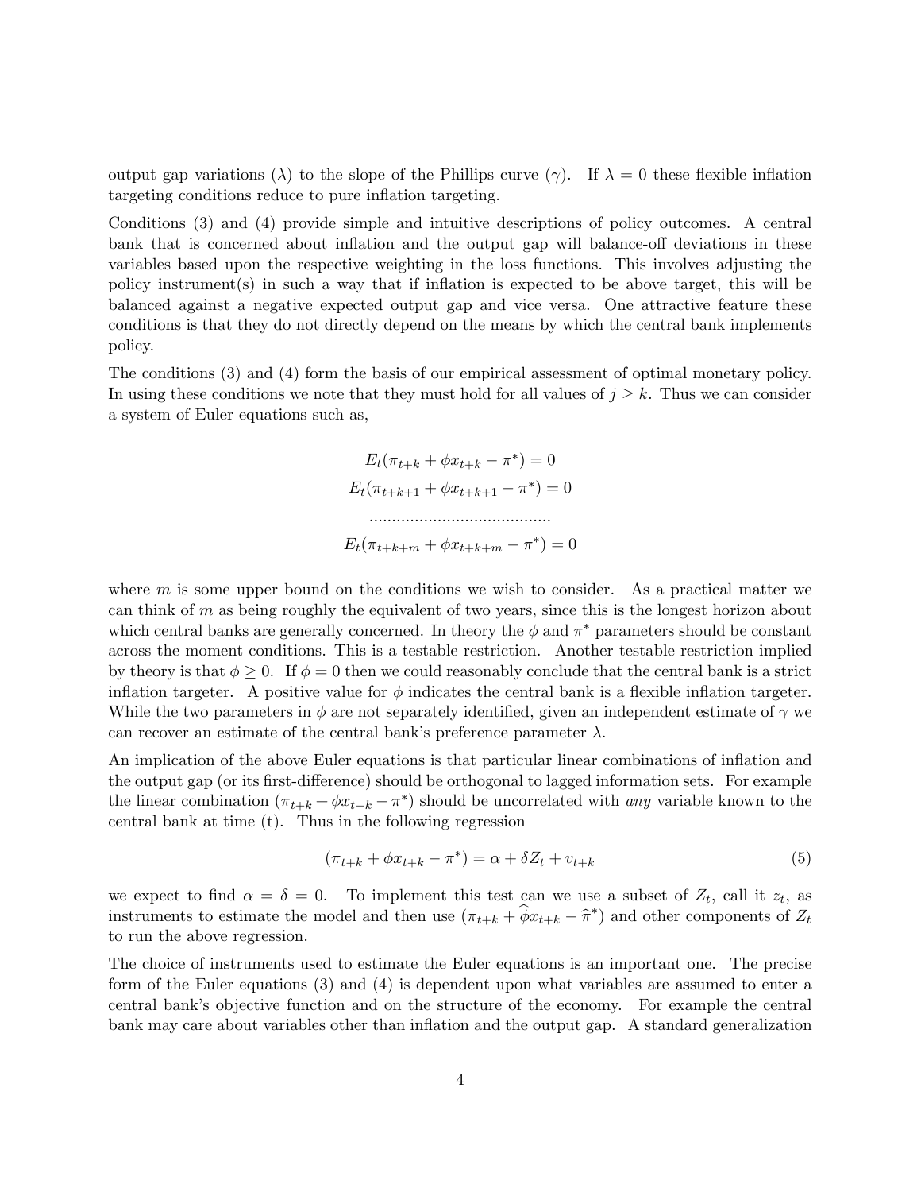output gap variations ($\lambda$) to the slope of the Phillips curve ($\gamma$). If $\lambda = 0$ these flexible inflation targeting conditions reduce to pure inflation targeting.

Conditions (3) and (4) provide simple and intuitive descriptions of policy outcomes. A central bank that is concerned about inflation and the output gap will balance-off deviations in these variables based upon the respective weighting in the loss functions. This involves adjusting the policy instrument(s) in such a way that if inflation is expected to be above target, this will be balanced against a negative expected output gap and vice versa. One attractive feature these conditions is that they do not directly depend on the means by which the central bank implements policy.

The conditions (3) and (4) form the basis of our empirical assessment of optimal monetary policy. In using these conditions we note that they must hold for all values of $j \geq k$. Thus we can consider a system of Euler equations such as,

$$E_t(\pi_{t+k} + \phi x_{t+k} - \pi^*) = 0$$
$$E_t(\pi_{t+k+1} + \phi x_{t+k+1} - \pi^*) = 0$$
$$\ldots\ldots\ldots\ldots\ldots\ldots\ldots\ldots\ldots$$
$$E_t(\pi_{t+k+m} + \phi x_{t+k+m} - \pi^*) = 0$$

where $m$ is some upper bound on the conditions we wish to consider. As a practical matter we can think of $m$ as being roughly the equivalent of two years, since this is the longest horizon about which central banks are generally concerned. In theory the $\phi$ and $\pi^*$ parameters should be constant across the moment conditions. This is a testable restriction. Another testable restriction implied by theory is that $\phi \geq 0$. If $\phi = 0$ then we could reasonably conclude that the central bank is a strict inflation targeter. A positive value for $\phi$ indicates the central bank is a flexible inflation targeter. While the two parameters in $\phi$ are not separately identified, given an independent estimate of $\gamma$ we can recover an estimate of the central bank's preference parameter $\lambda$.

An implication of the above Euler equations is that particular linear combinations of inflation and the output gap (or its first-difference) should be orthogonal to lagged information sets. For example the linear combination $(\pi_{t+k} + \phi x_{t+k} - \pi^*)$ should be uncorrelated with *any* variable known to the central bank at time (t). Thus in the following regression

$$(\pi_{t+k} + \phi x_{t+k} - \pi^*) = \alpha + \delta Z_t + v_{t+k} \tag{5}$$

we expect to find $\alpha = \delta = 0$. To implement this test can we use a subset of $Z_t$, call it $z_t$, as instruments to estimate the model and then use $(\pi_{t+k} + \widehat{\phi} x_{t+k} - \widehat{\pi}^*)$ and other components of $Z_t$ to run the above regression.

The choice of instruments used to estimate the Euler equations is an important one. The precise form of the Euler equations (3) and (4) is dependent upon what variables are assumed to enter a central bank's objective function and on the structure of the economy. For example the central bank may care about variables other than inflation and the output gap. A standard generalization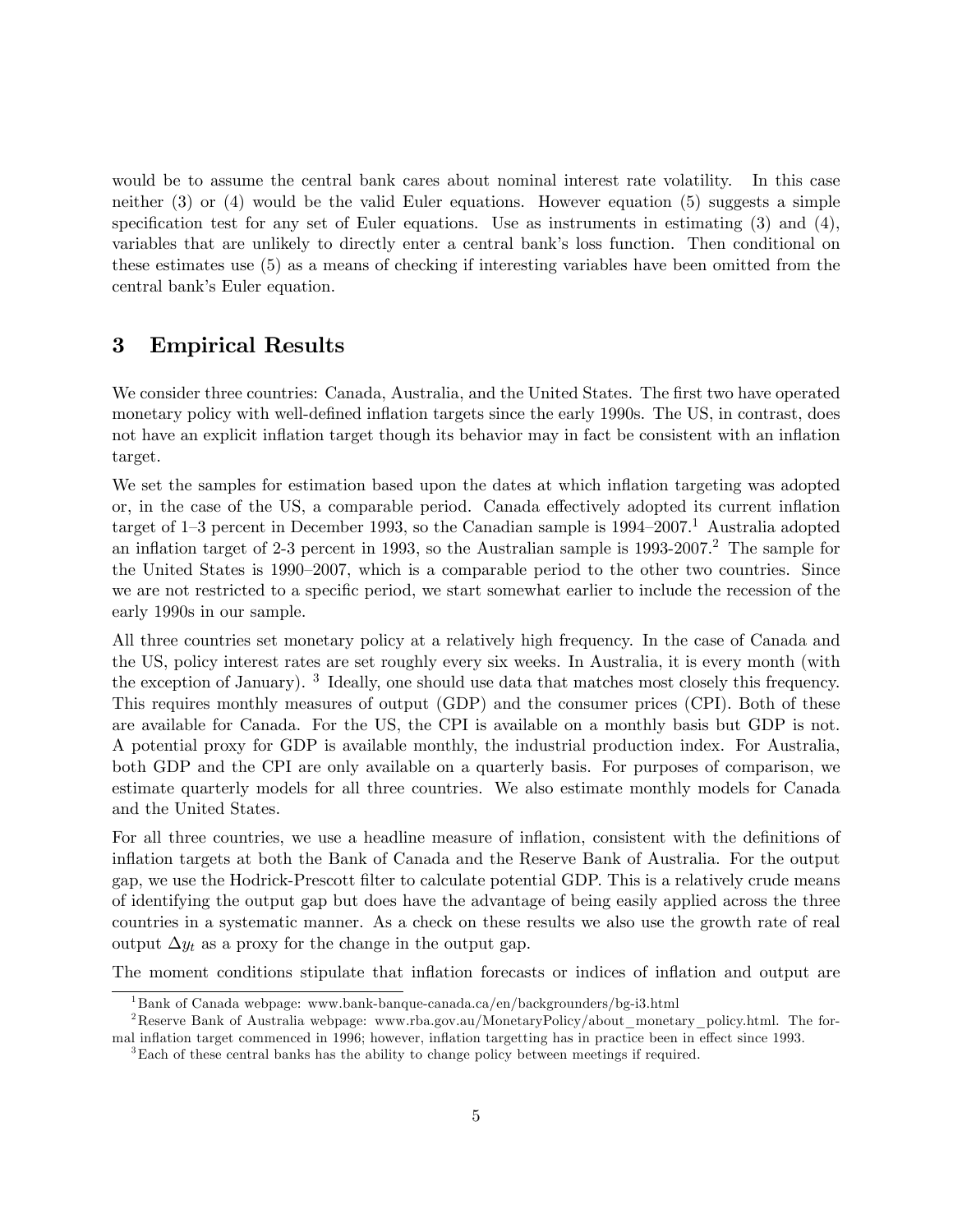would be to assume the central bank cares about nominal interest rate volatility. In this case neither (3) or (4) would be the valid Euler equations. However equation (5) suggests a simple specification test for any set of Euler equations. Use as instruments in estimating (3) and (4), variables that are unlikely to directly enter a central bank's loss function. Then conditional on these estimates use (5) as a means of checking if interesting variables have been omitted from the central bank's Euler equation.

## 3 Empirical Results

We consider three countries: Canada, Australia, and the United States. The first two have operated monetary policy with well-defined inflation targets since the early 1990s. The US, in contrast, does not have an explicit inflation target though its behavior may in fact be consistent with an inflation target.

We set the samples for estimation based upon the dates at which inflation targeting was adopted or, in the case of the US, a comparable period. Canada effectively adopted its current inflation target of 1–3 percent in December 1993, so the Canadian sample is 1994–2007.[1] Australia adopted an inflation target of 2-3 percent in 1993, so the Australian sample is 1993-2007.[2] The sample for the United States is 1990–2007, which is a comparable period to the other two countries. Since we are not restricted to a specific period, we start somewhat earlier to include the recession of the early 1990s in our sample.

All three countries set monetary policy at a relatively high frequency. In the case of Canada and the US, policy interest rates are set roughly every six weeks. In Australia, it is every month (with the exception of January). [3] Ideally, one should use data that matches most closely this frequency. This requires monthly measures of output (GDP) and the consumer prices (CPI). Both of these are available for Canada. For the US, the CPI is available on a monthly basis but GDP is not. A potential proxy for GDP is available monthly, the industrial production index. For Australia, both GDP and the CPI are only available on a quarterly basis. For purposes of comparison, we estimate quarterly models for all three countries. We also estimate monthly models for Canada and the United States.

For all three countries, we use a headline measure of inflation, consistent with the definitions of inflation targets at both the Bank of Canada and the Reserve Bank of Australia. For the output gap, we use the Hodrick-Prescott filter to calculate potential GDP. This is a relatively crude means of identifying the output gap but does have the advantage of being easily applied across the three countries in a systematic manner. As a check on these results we also use the growth rate of real output $\Delta y_t$ as a proxy for the change in the output gap.

The moment conditions stipulate that inflation forecasts or indices of inflation and output are

---

[1] Bank of Canada webpage: www.bank-banque-canada.ca/en/backgrounders/bg-i3.html

[2] Reserve Bank of Australia webpage: www.rba.gov.au/MonetaryPolicy/about_monetary_policy.html. The formal inflation target commenced in 1996; however, inflation targetting has in practice been in effect since 1993.

[3] Each of these central banks has the ability to change policy between meetings if required.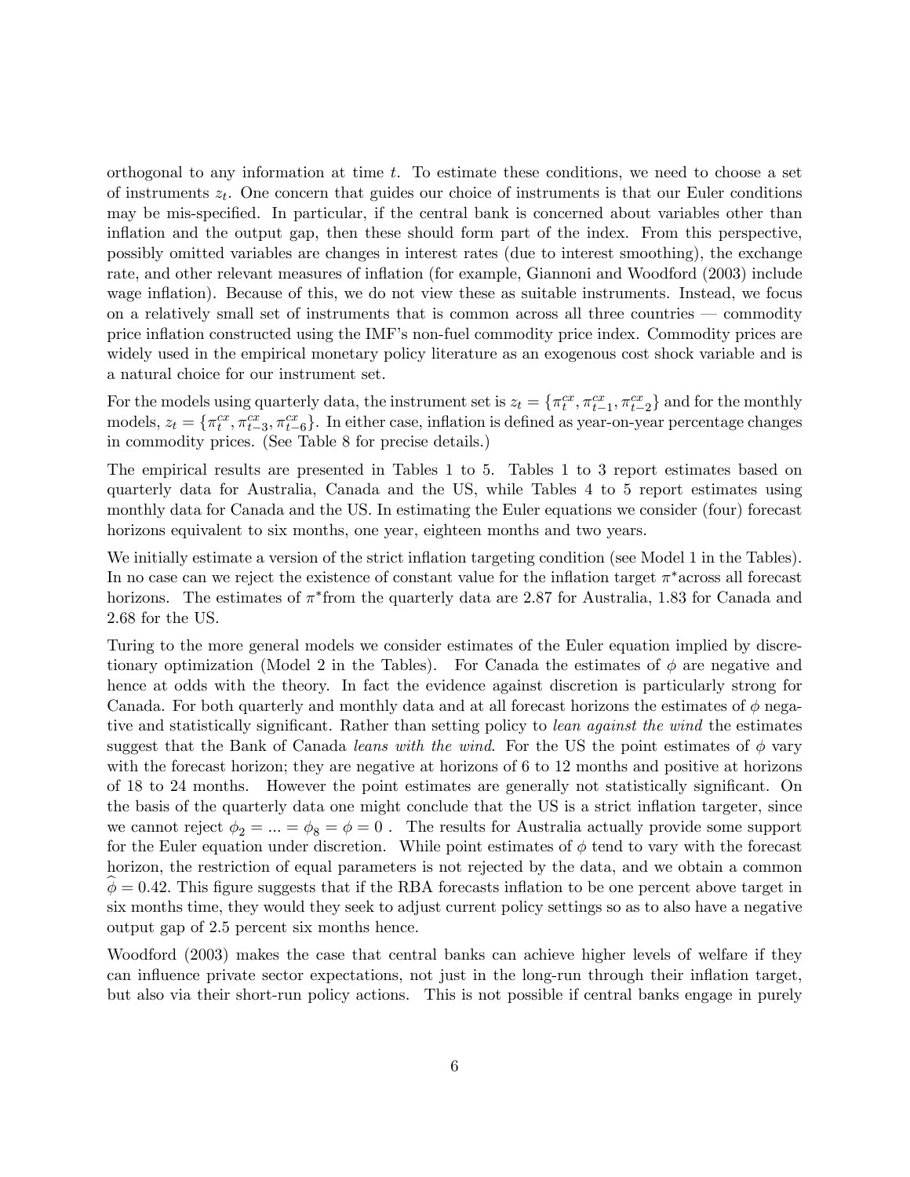orthogonal to any information at time $t$. To estimate these conditions, we need to choose a set of instruments $z_t$. One concern that guides our choice of instruments is that our Euler conditions may be mis-specified. In particular, if the central bank is concerned about variables other than inflation and the output gap, then these should form part of the index. From this perspective, possibly omitted variables are changes in interest rates (due to interest smoothing), the exchange rate, and other relevant measures of inflation (for example, Giannoni and Woodford (2003) include wage inflation). Because of this, we do not view these as suitable instruments. Instead, we focus on a relatively small set of instruments that is common across all three countries — commodity price inflation constructed using the IMF's non-fuel commodity price index. Commodity prices are widely used in the empirical monetary policy literature as an exogenous cost shock variable and is a natural choice for our instrument set.

For the models using quarterly data, the instrument set is $z_t = \{\pi_t^{cx}, \pi_{t-1}^{cx}, \pi_{t-2}^{cx}\}$ and for the monthly models, $z_t = \{\pi_t^{cx}, \pi_{t-3}^{cx}, \pi_{t-6}^{cx}\}$. In either case, inflation is defined as year-on-year percentage changes in commodity prices. (See Table 8 for precise details.)

The empirical results are presented in Tables 1 to 5. Tables 1 to 3 report estimates based on quarterly data for Australia, Canada and the US, while Tables 4 to 5 report estimates using monthly data for Canada and the US. In estimating the Euler equations we consider (four) forecast horizons equivalent to six months, one year, eighteen months and two years.

We initially estimate a version of the strict inflation targeting condition (see Model 1 in the Tables). In no case can we reject the existence of constant value for the inflation target $\pi^*$across all forecast horizons. The estimates of $\pi^*$from the quarterly data are 2.87 for Australia, 1.83 for Canada and 2.68 for the US.

Turing to the more general models we consider estimates of the Euler equation implied by discretionary optimization (Model 2 in the Tables). For Canada the estimates of $\phi$ are negative and hence at odds with the theory. In fact the evidence against discretion is particularly strong for Canada. For both quarterly and monthly data and at all forecast horizons the estimates of $\phi$ negative and statistically significant. Rather than setting policy to *lean against the wind* the estimates suggest that the Bank of Canada *leans with the wind*. For the US the point estimates of $\phi$ vary with the forecast horizon; they are negative at horizons of 6 to 12 months and positive at horizons of 18 to 24 months. However the point estimates are generally not statistically significant. On the basis of the quarterly data one might conclude that the US is a strict inflation targeter, since we cannot reject $\phi_2 = ... = \phi_8 = \phi = 0$ . The results for Australia actually provide some support for the Euler equation under discretion. While point estimates of $\phi$ tend to vary with the forecast horizon, the restriction of equal parameters is not rejected by the data, and we obtain a common $\widehat{\phi} = 0.42$. This figure suggests that if the RBA forecasts inflation to be one percent above target in six months time, they would they seek to adjust current policy settings so as to also have a negative output gap of 2.5 percent six months hence.

Woodford (2003) makes the case that central banks can achieve higher levels of welfare if they can influence private sector expectations, not just in the long-run through their inflation target, but also via their short-run policy actions. This is not possible if central banks engage in purely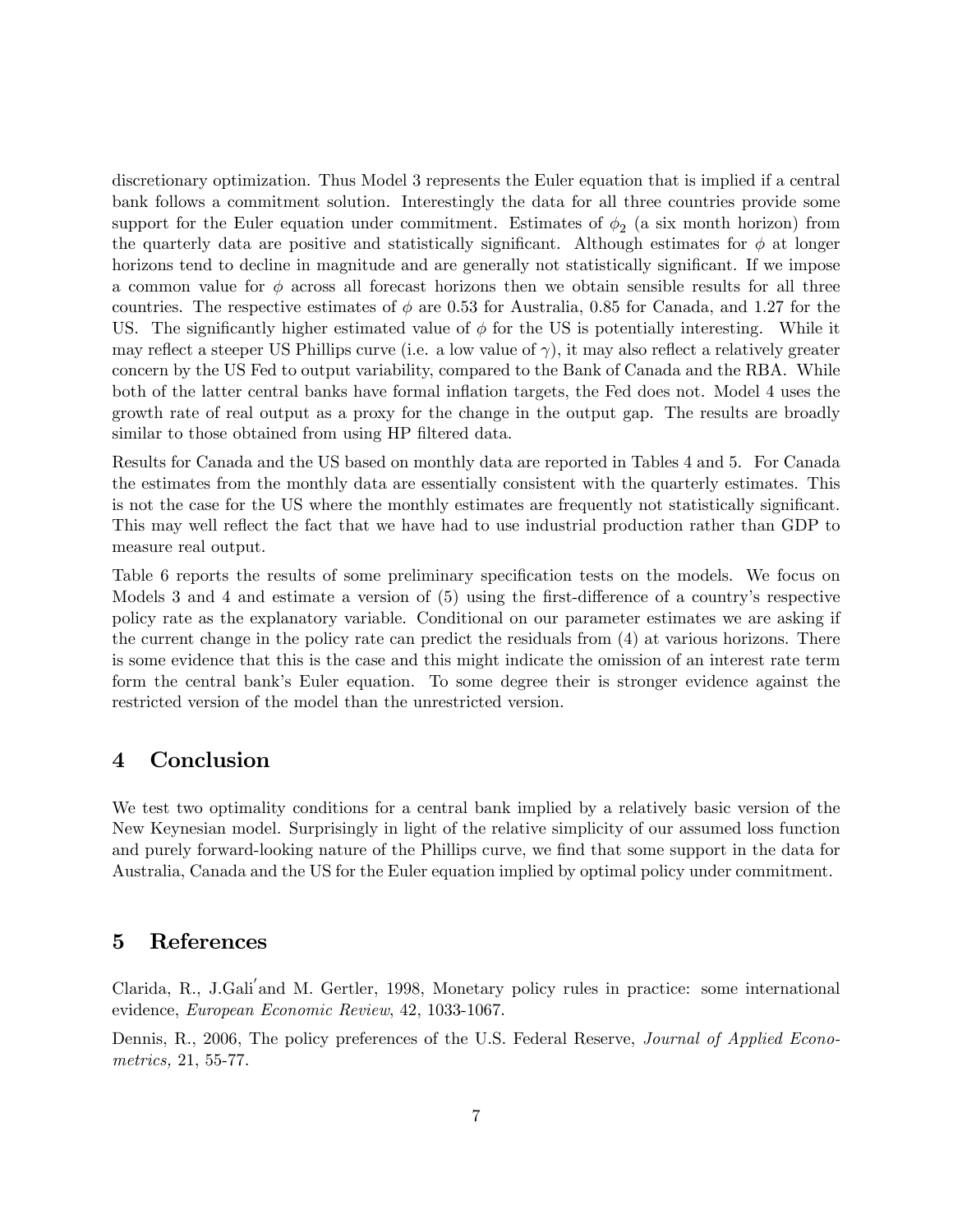discretionary optimization. Thus Model 3 represents the Euler equation that is implied if a central bank follows a commitment solution. Interestingly the data for all three countries provide some support for the Euler equation under commitment. Estimates of $\phi_2$ (a six month horizon) from the quarterly data are positive and statistically significant. Although estimates for $\phi$ at longer horizons tend to decline in magnitude and are generally not statistically significant. If we impose a common value for $\phi$ across all forecast horizons then we obtain sensible results for all three countries. The respective estimates of $\phi$ are 0.53 for Australia, 0.85 for Canada, and 1.27 for the US. The significantly higher estimated value of $\phi$ for the US is potentially interesting. While it may reflect a steeper US Phillips curve (i.e. a low value of $\gamma$), it may also reflect a relatively greater concern by the US Fed to output variability, compared to the Bank of Canada and the RBA. While both of the latter central banks have formal inflation targets, the Fed does not. Model 4 uses the growth rate of real output as a proxy for the change in the output gap. The results are broadly similar to those obtained from using HP filtered data.

Results for Canada and the US based on monthly data are reported in Tables 4 and 5. For Canada the estimates from the monthly data are essentially consistent with the quarterly estimates. This is not the case for the US where the monthly estimates are frequently not statistically significant. This may well reflect the fact that we have had to use industrial production rather than GDP to measure real output.

Table 6 reports the results of some preliminary specification tests on the models. We focus on Models 3 and 4 and estimate a version of (5) using the first-difference of a country's respective policy rate as the explanatory variable. Conditional on our parameter estimates we are asking if the current change in the policy rate can predict the residuals from (4) at various horizons. There is some evidence that this is the case and this might indicate the omission of an interest rate term form the central bank's Euler equation. To some degree their is stronger evidence against the restricted version of the model than the unrestricted version.

# 4 Conclusion

We test two optimality conditions for a central bank implied by a relatively basic version of the New Keynesian model. Surprisingly in light of the relative simplicity of our assumed loss function and purely forward-looking nature of the Phillips curve, we find that some support in the data for Australia, Canada and the US for the Euler equation implied by optimal policy under commitment.

# 5 References

Clarida, R., J.Gali′and M. Gertler, 1998, Monetary policy rules in practice: some international evidence, *European Economic Review*, 42, 1033-1067.

Dennis, R., 2006, The policy preferences of the U.S. Federal Reserve, *Journal of Applied Econometrics,* 21, 55-77.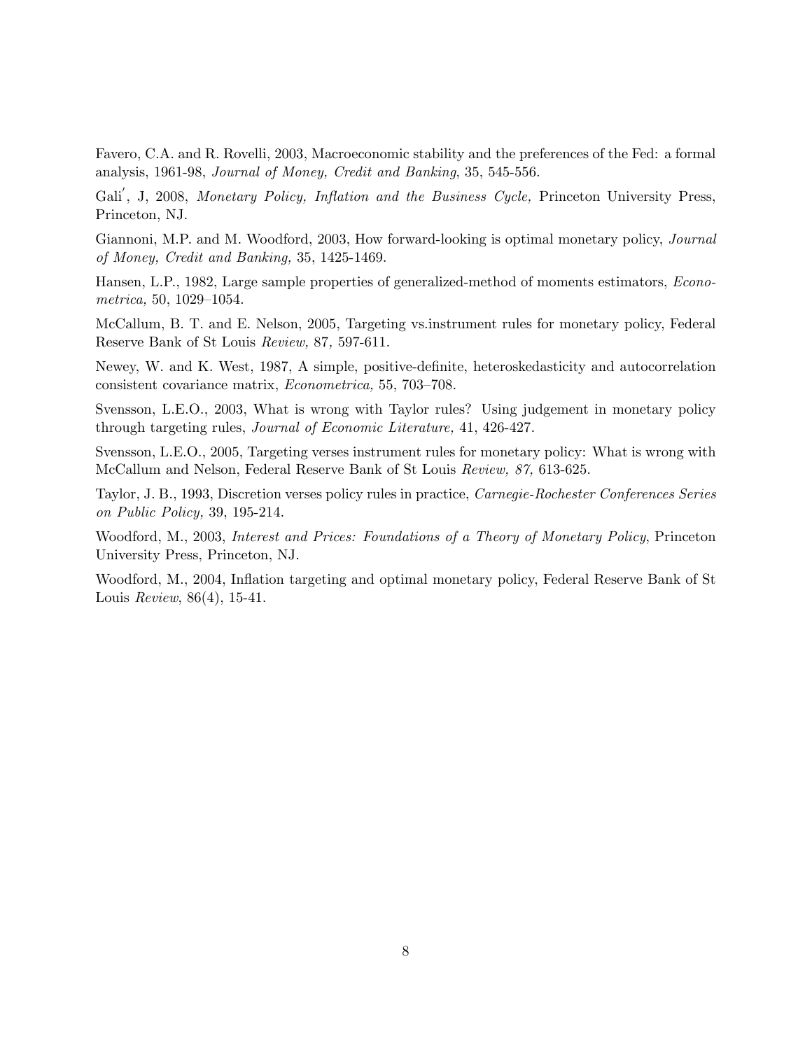Favero, C.A. and R. Rovelli, 2003, Macroeconomic stability and the preferences of the Fed: a formal analysis, 1961-98, *Journal of Money, Credit and Banking*, 35, 545-556.

Gali′, J, 2008, *Monetary Policy, Inflation and the Business Cycle,* Princeton University Press, Princeton, NJ.

Giannoni, M.P. and M. Woodford, 2003, How forward-looking is optimal monetary policy, *Journal of Money, Credit and Banking,* 35, 1425-1469.

Hansen, L.P., 1982, Large sample properties of generalized-method of moments estimators, *Econometrica,* 50, 1029–1054.

McCallum, B. T. and E. Nelson, 2005, Targeting vs.instrument rules for monetary policy, Federal Reserve Bank of St Louis *Review,* 87, 597-611.

Newey, W. and K. West, 1987, A simple, positive-definite, heteroskedasticity and autocorrelation consistent covariance matrix, *Econometrica,* 55, 703–708.

Svensson, L.E.O., 2003, What is wrong with Taylor rules? Using judgement in monetary policy through targeting rules, *Journal of Economic Literature,* 41, 426-427.

Svensson, L.E.O., 2005, Targeting verses instrument rules for monetary policy: What is wrong with McCallum and Nelson, Federal Reserve Bank of St Louis *Review, 87,* 613-625.

Taylor, J. B., 1993, Discretion verses policy rules in practice, *Carnegie-Rochester Conferences Series on Public Policy,* 39, 195-214.

Woodford, M., 2003, *Interest and Prices: Foundations of a Theory of Monetary Policy*, Princeton University Press, Princeton, NJ.

Woodford, M., 2004, Inflation targeting and optimal monetary policy, Federal Reserve Bank of St Louis *Review*, 86(4), 15-41.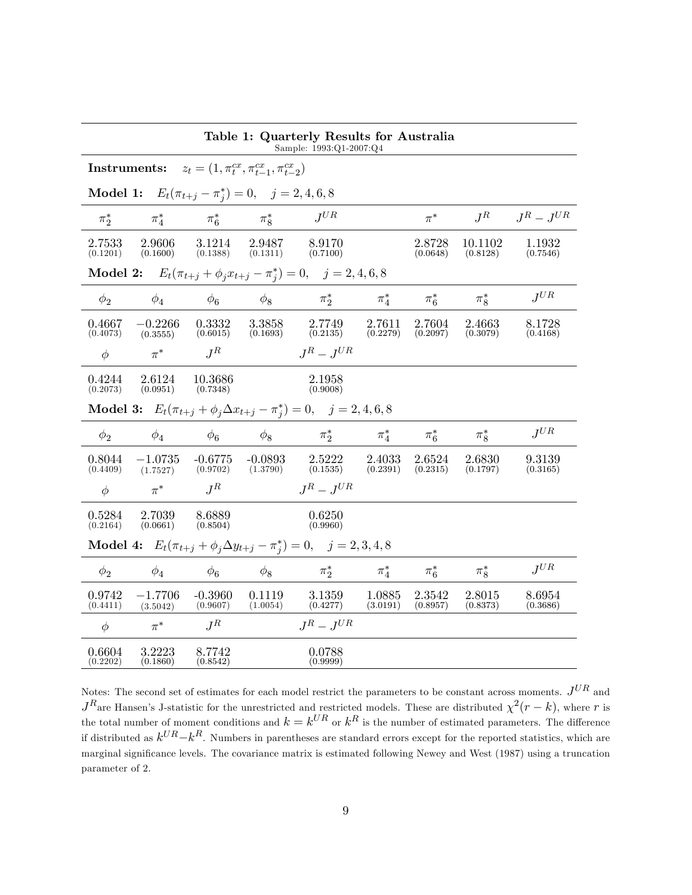**Table 1: Quarterly Results for Australia**

Sample: 1993:Q1-2007:Q4

**Instruments:** $z_t = (1, \pi^{cx}_t, \pi^{cx}_{t-1}, \pi^{cx}_{t-2})$

**Model 1:** $E_t(\pi_{t+j} - \pi^*_j) = 0, \quad j = 2, 4, 6, 8$

| $\pi^*_2$ | $\pi^*_4$ | $\pi^*_6$ | $\pi^*_8$ | $J^{UR}$ | | $\pi^*$ | $J^R$ | $J^R - J^{UR}$ |
|---|---|---|---|---|---|---|---|---|
| 2.7533 (0.1201) | 2.9606 (0.1600) | 3.1214 (0.1388) | 2.9487 (0.1311) | 8.9170 (0.7100) | | 2.8728 (0.0648) | 10.1102 (0.8128) | 1.1932 (0.7546) |

**Model 2:** $E_t(\pi_{t+j} + \phi_j x_{t+j} - \pi^*_j) = 0, \quad j = 2, 4, 6, 8$

| $\phi_2$ | $\phi_4$ | $\phi_6$ | $\phi_8$ | $\pi^*_2$ | $\pi^*_4$ | $\pi^*_6$ | $\pi^*_8$ | $J^{UR}$ |
|---|---|---|---|---|---|---|---|---|
| 0.4667 (0.4073) | −0.2266 (0.3555) | 0.3332 (0.6015) | 3.3858 (0.1693) | 2.7749 (0.2135) | 2.7611 (0.2279) | 2.7604 (0.2097) | 2.4663 (0.3079) | 8.1728 (0.4168) |
| $\phi$ | $\pi^*$ | $J^R$ | | $J^R - J^{UR}$ | | | | |
| 0.4244 (0.2073) | 2.6124 (0.0951) | 10.3686 (0.7348) | | 2.1958 (0.9008) | | | | |

**Model 3:** $E_t(\pi_{t+j} + \phi_j \Delta x_{t+j} - \pi^*_j) = 0, \quad j = 2, 4, 6, 8$

| $\phi_2$ | $\phi_4$ | $\phi_6$ | $\phi_8$ | $\pi^*_2$ | $\pi^*_4$ | $\pi^*_6$ | $\pi^*_8$ | $J^{UR}$ |
|---|---|---|---|---|---|---|---|---|
| 0.8044 (0.4409) | −1.0735 (1.7527) | -0.6775 (0.9702) | -0.0893 (1.3790) | 2.5222 (0.1535) | 2.4033 (0.2391) | 2.6524 (0.2315) | 2.6830 (0.1797) | 9.3139 (0.3165) |
| $\phi$ | $\pi^*$ | $J^R$ | | $J^R - J^{UR}$ | | | | |
| 0.5284 (0.2164) | 2.7039 (0.0661) | 8.6889 (0.8504) | | 0.6250 (0.9960) | | | | |

**Model 4:** $E_t(\pi_{t+j} + \phi_j \Delta y_{t+j} - \pi^*_j) = 0, \quad j = 2, 3, 4, 8$

| $\phi_2$ | $\phi_4$ | $\phi_6$ | $\phi_8$ | $\pi^*_2$ | $\pi^*_4$ | $\pi^*_6$ | $\pi^*_8$ | $J^{UR}$ |
|---|---|---|---|---|---|---|---|---|
| 0.9742 (0.4411) | −1.7706 (3.5042) | -0.3960 (0.9607) | 0.1119 (1.0054) | 3.1359 (0.4277) | 1.0885 (3.0191) | 2.3542 (0.8957) | 2.8015 (0.8373) | 8.6954 (0.3686) |
| $\phi$ | $\pi^*$ | $J^R$ | | $J^R - J^{UR}$ | | | | |
| 0.6604 (0.2202) | 3.2223 (0.1860) | 8.7742 (0.8542) | | 0.0788 (0.9999) | | | | |

Notes: The second set of estimates for each model restrict the parameters to be constant across moments. $J^{UR}$ and $J^R$are Hansen's J-statistic for the unrestricted and restricted models. These are distributed $\chi^2(r-k)$, where $r$ is the total number of moment conditions and $k = k^{UR}$ or $k^R$ is the number of estimated parameters. The difference if distributed as $k^{UR} - k^R$. Numbers in parentheses are standard errors except for the reported statistics, which are marginal significance levels. The covariance matrix is estimated following Newey and West (1987) using a truncation parameter of 2.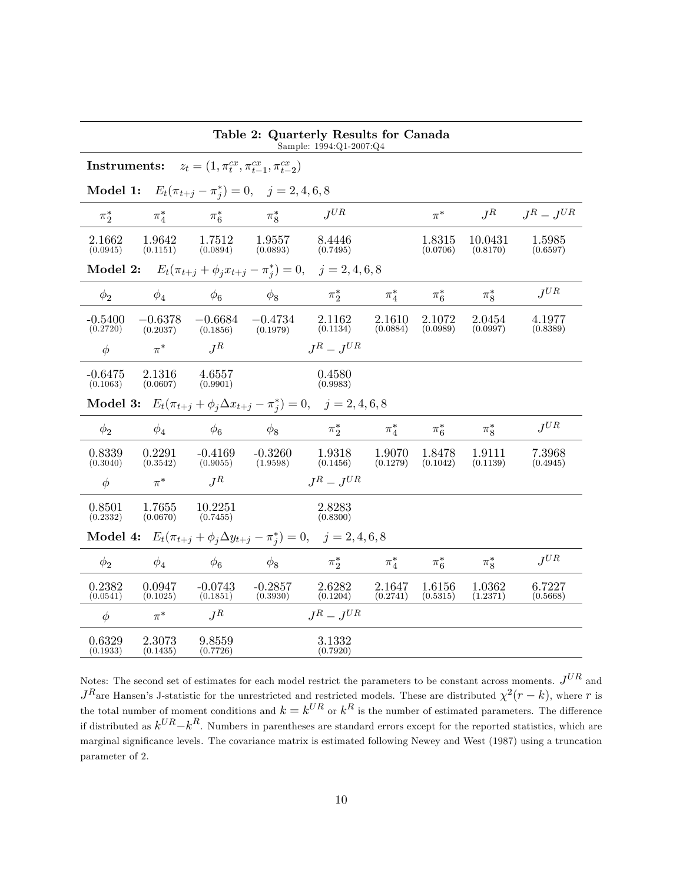**Table 2: Quarterly Results for Canada**

Sample: 1994:Q1-2007:Q4

**Instruments:** $z_t = (1, \pi^{cx}_t, \pi^{cx}_{t-1}, \pi^{cx}_{t-2})$

**Model 1:** $E_t(\pi_{t+j} - \pi^*_j) = 0, \quad j = 2, 4, 6, 8$

| $\pi^*_2$ | $\pi^*_4$ | $\pi^*_6$ | $\pi^*_8$ | $J^{UR}$ | | $\pi^*$ | $J^R$ | $J^R - J^{UR}$ |
|---|---|---|---|---|---|---|---|---|
| 2.1662 (0.0945) | 1.9642 (0.1151) | 1.7512 (0.0894) | 1.9557 (0.0893) | 8.4446 (0.7495) | | 1.8315 (0.0706) | 10.0431 (0.8170) | 1.5985 (0.6597) |

**Model 2:** $E_t(\pi_{t+j} + \phi_j x_{t+j} - \pi^*_j) = 0, \quad j = 2, 4, 6, 8$

| $\phi_2$ | $\phi_4$ | $\phi_6$ | $\phi_8$ | $\pi^*_2$ | $\pi^*_4$ | $\pi^*_6$ | $\pi^*_8$ | $J^{UR}$ |
|---|---|---|---|---|---|---|---|---|
| -0.5400 (0.2720) | −0.6378 (0.2037) | −0.6684 (0.1856) | −0.4734 (0.1979) | 2.1162 (0.1134) | 2.1610 (0.0884) | 2.1072 (0.0989) | 2.0454 (0.0997) | 4.1977 (0.8389) |
| $\phi$ | $\pi^*$ | $J^R$ | | $J^R - J^{UR}$ | | | | |
| -0.6475 (0.1063) | 2.1316 (0.0607) | 4.6557 (0.9901) | | 0.4580 (0.9983) | | | | |

**Model 3:** $E_t(\pi_{t+j} + \phi_j \Delta x_{t+j} - \pi^*_j) = 0, \quad j = 2, 4, 6, 8$

| $\phi_2$ | $\phi_4$ | $\phi_6$ | $\phi_8$ | $\pi^*_2$ | $\pi^*_4$ | $\pi^*_6$ | $\pi^*_8$ | $J^{UR}$ |
|---|---|---|---|---|---|---|---|---|
| 0.8339 (0.3040) | 0.2291 (0.3542) | -0.4169 (0.9055) | -0.3260 (1.9598) | 1.9318 (0.1456) | 1.9070 (0.1279) | 1.8478 (0.1042) | 1.9111 (0.1139) | 7.3968 (0.4945) |
| $\phi$ | $\pi^*$ | $J^R$ | | $J^R - J^{UR}$ | | | | |
| 0.8501 (0.2332) | 1.7655 (0.0670) | 10.2251 (0.7455) | | 2.8283 (0.8300) | | | | |

**Model 4:** $E_t(\pi_{t+j} + \phi_j \Delta y_{t+j} - \pi^*_j) = 0, \quad j = 2, 4, 6, 8$

| $\phi_2$ | $\phi_4$ | $\phi_6$ | $\phi_8$ | $\pi^*_2$ | $\pi^*_4$ | $\pi^*_6$ | $\pi^*_8$ | $J^{UR}$ |
|---|---|---|---|---|---|---|---|---|
| 0.2382 (0.0541) | 0.0947 (0.1025) | -0.0743 (0.1851) | -0.2857 (0.3930) | 2.6282 (0.1204) | 2.1647 (0.2741) | 1.6156 (0.5315) | 1.0362 (1.2371) | 6.7227 (0.5668) |
| $\phi$ | $\pi^*$ | $J^R$ | | $J^R - J^{UR}$ | | | | |
| 0.6329 (0.1933) | 2.3073 (0.1435) | 9.8559 (0.7726) | | 3.1332 (0.7920) | | | | |

Notes: The second set of estimates for each model restrict the parameters to be constant across moments. $J^{UR}$ and $J^R$are Hansen's J-statistic for the unrestricted and restricted models. These are distributed $\chi^2(r - k)$, where $r$ is the total number of moment conditions and $k = k^{UR}$ or $k^R$ is the number of estimated parameters. The difference if distributed as $k^{UR}-k^R$. Numbers in parentheses are standard errors except for the reported statistics, which are marginal significance levels. The covariance matrix is estimated following Newey and West (1987) using a truncation parameter of 2.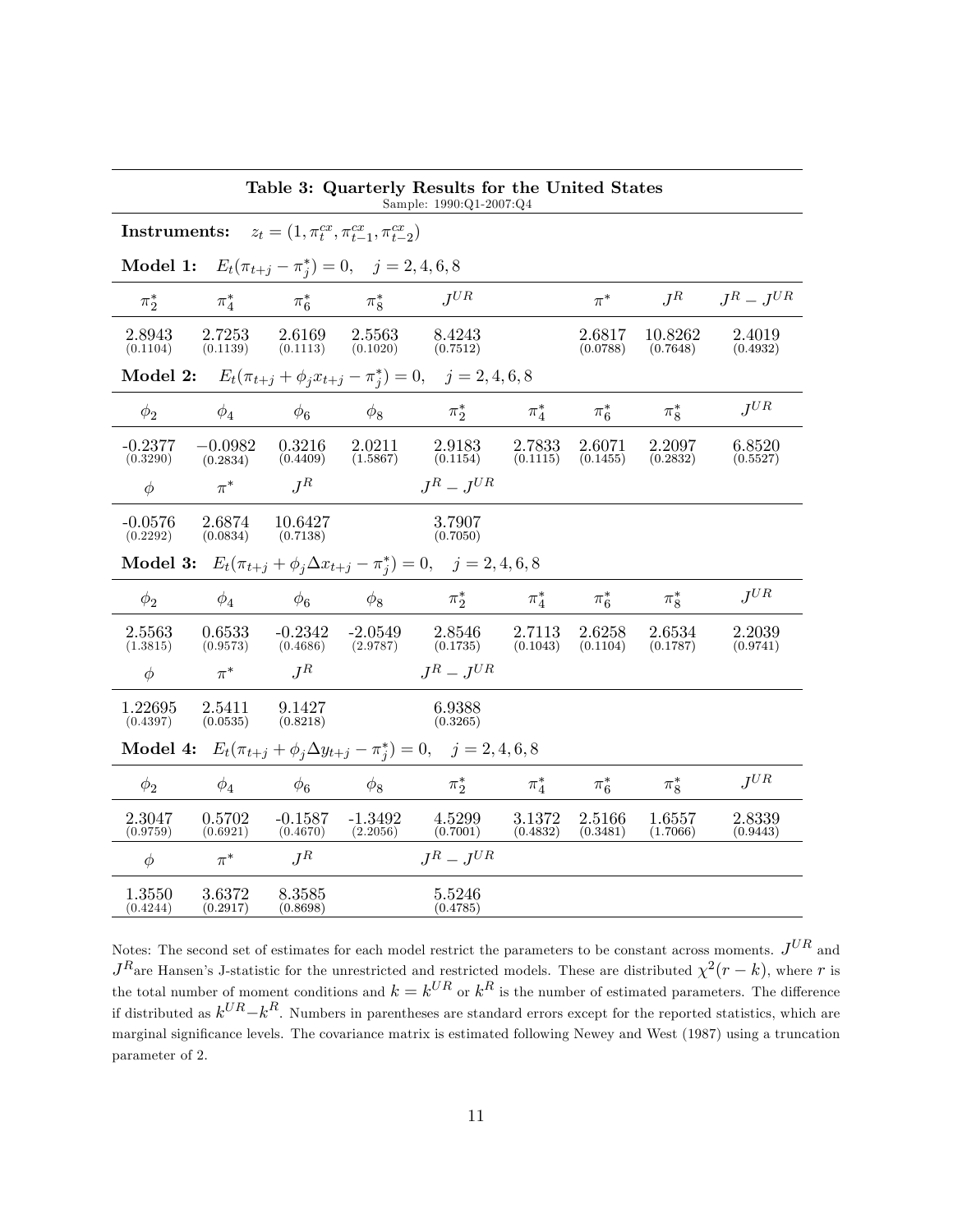**Table 3: Quarterly Results for the United States**

Sample: 1990:Q1-2007:Q4

**Instruments:** $z_t = (1, \pi_t^{cx}, \pi_{t-1}^{cx}, \pi_{t-2}^{cx})$

**Model 1:** $E_t(\pi_{t+j} - \pi_j^*) = 0, \quad j = 2, 4, 6, 8$

| $\pi_2^*$ | $\pi_4^*$ | $\pi_6^*$ | $\pi_8^*$ | $J^{UR}$ | | $\pi^*$ | $J^R$ | $J^R - J^{UR}$ |
|---|---|---|---|---|---|---|---|---|
| 2.8943 (0.1104) | 2.7253 (0.1139) | 2.6169 (0.1113) | 2.5563 (0.1020) | 8.4243 (0.7512) | | 2.6817 (0.0788) | 10.8262 (0.7648) | 2.4019 (0.4932) |

**Model 2:** $E_t(\pi_{t+j} + \phi_j x_{t+j} - \pi_j^*) = 0, \quad j = 2, 4, 6, 8$

| $\phi_2$ | $\phi_4$ | $\phi_6$ | $\phi_8$ | $\pi_2^*$ | $\pi_4^*$ | $\pi_6^*$ | $\pi_8^*$ | $J^{UR}$ |
|---|---|---|---|---|---|---|---|---|
| -0.2377 (0.3290) | $-0.0982$ (0.2834) | 0.3216 (0.4409) | 2.0211 (1.5867) | 2.9183 (0.1154) | 2.7833 (0.1115) | 2.6071 (0.1455) | 2.2097 (0.2832) | 6.8520 (0.5527) |
| $\phi$ | $\pi^*$ | $J^R$ | | $J^R - J^{UR}$ | | | | |
| -0.0576 (0.2292) | 2.6874 (0.0834) | 10.6427 (0.7138) | | 3.7907 (0.7050) | | | | |

**Model 3:** $E_t(\pi_{t+j} + \phi_j \Delta x_{t+j} - \pi_j^*) = 0, \quad j = 2, 4, 6, 8$

| $\phi_2$ | $\phi_4$ | $\phi_6$ | $\phi_8$ | $\pi_2^*$ | $\pi_4^*$ | $\pi_6^*$ | $\pi_8^*$ | $J^{UR}$ |
|---|---|---|---|---|---|---|---|---|
| 2.5563 (1.3815) | 0.6533 (0.9573) | -0.2342 (0.4686) | -2.0549 (2.9787) | 2.8546 (0.1735) | 2.7113 (0.1043) | 2.6258 (0.1104) | 2.6534 (0.1787) | 2.2039 (0.9741) |
| $\phi$ | $\pi^*$ | $J^R$ | | $J^R - J^{UR}$ | | | | |
| 1.22695 (0.4397) | 2.5411 (0.0535) | 9.1427 (0.8218) | | 6.9388 (0.3265) | | | | |

**Model 4:** $E_t(\pi_{t+j} + \phi_j \Delta y_{t+j} - \pi_j^*) = 0, \quad j = 2, 4, 6, 8$

| $\phi_2$ | $\phi_4$ | $\phi_6$ | $\phi_8$ | $\pi_2^*$ | $\pi_4^*$ | $\pi_6^*$ | $\pi_8^*$ | $J^{UR}$ |
|---|---|---|---|---|---|---|---|---|
| 2.3047 (0.9759) | 0.5702 (0.6921) | -0.1587 (0.4670) | -1.3492 (2.2056) | 4.5299 (0.7001) | 3.1372 (0.4832) | 2.5166 (0.3481) | 1.6557 (1.7066) | 2.8339 (0.9443) |
| $\phi$ | $\pi^*$ | $J^R$ | | $J^R - J^{UR}$ | | | | |
| 1.3550 (0.4244) | 3.6372 (0.2917) | 8.3585 (0.8698) | | 5.5246 (0.4785) | | | | |

Notes: The second set of estimates for each model restrict the parameters to be constant across moments. $J^{UR}$ and $J^R$are Hansen's J-statistic for the unrestricted and restricted models. These are distributed $\chi^2(r-k)$, where $r$ is the total number of moment conditions and $k = k^{UR}$ or $k^R$ is the number of estimated parameters. The difference if distributed as $k^{UR} - k^R$. Numbers in parentheses are standard errors except for the reported statistics, which are marginal significance levels. The covariance matrix is estimated following Newey and West (1987) using a truncation parameter of 2.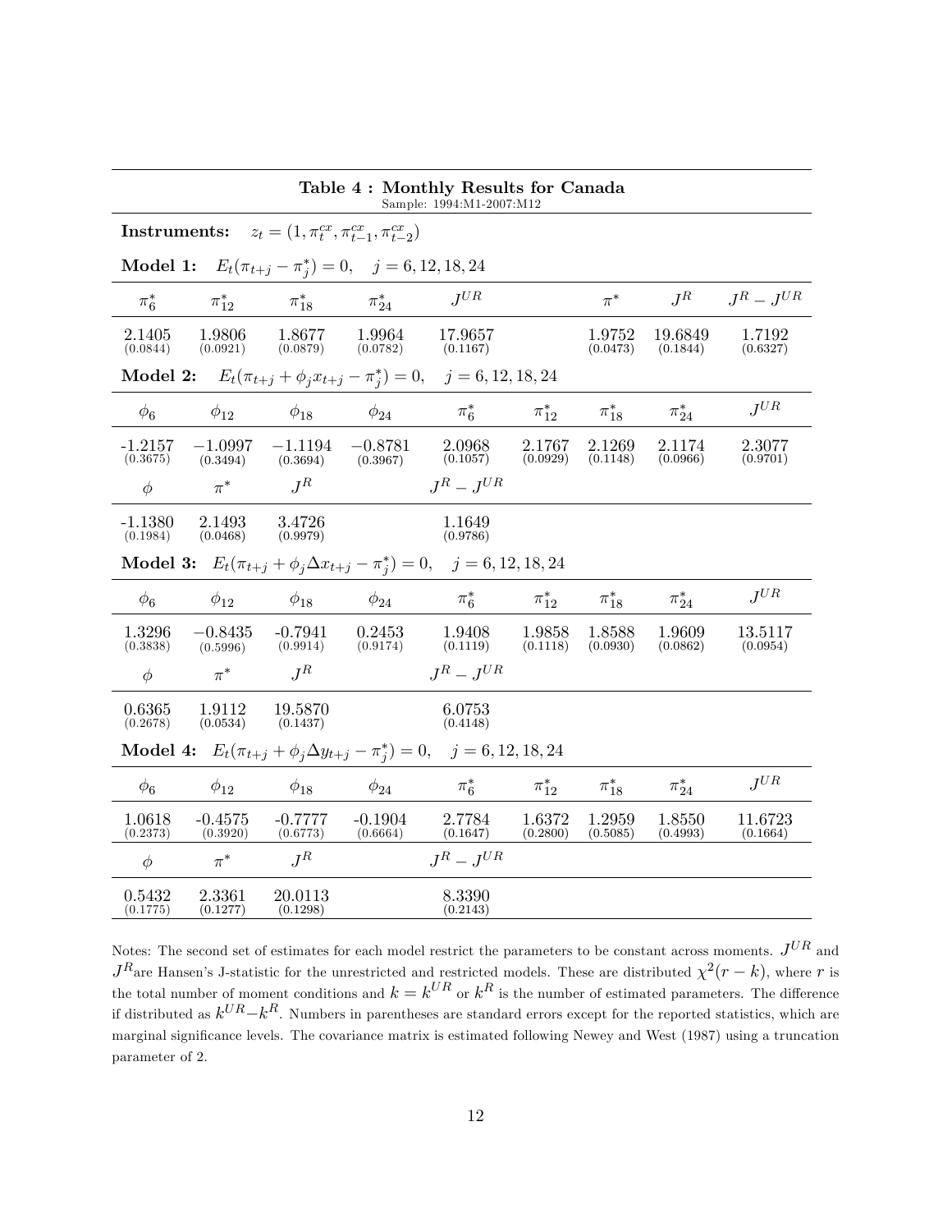**Table 4 : Monthly Results for Canada**

Sample: 1994:M1-2007:M12

**Instruments:** $z_t = (1, \pi^{cx}_t, \pi^{cx}_{t-1}, \pi^{cx}_{t-2})$

**Model 1:** $E_t(\pi_{t+j} - \pi^*_j) = 0, \quad j = 6, 12, 18, 24$

| $\pi^*_6$ | $\pi^*_{12}$ | $\pi^*_{18}$ | $\pi^*_{24}$ | $J^{UR}$ | | $\pi^*$ | $J^R$ | $J^R - J^{UR}$ |
|---|---|---|---|---|---|---|---|---|
| 2.1405 (0.0844) | 1.9806 (0.0921) | 1.8677 (0.0879) | 1.9964 (0.0782) | 17.9657 (0.1167) | | 1.9752 (0.0473) | 19.6849 (0.1844) | 1.7192 (0.6327) |

**Model 2:** $E_t(\pi_{t+j} + \phi_j x_{t+j} - \pi^*_j) = 0, \quad j = 6, 12, 18, 24$

| $\phi_6$ | $\phi_{12}$ | $\phi_{18}$ | $\phi_{24}$ | $\pi^*_6$ | $\pi^*_{12}$ | $\pi^*_{18}$ | $\pi^*_{24}$ | $J^{UR}$ |
|---|---|---|---|---|---|---|---|---|
| -1.2157 (0.3675) | −1.0997 (0.3494) | −1.1194 (0.3694) | −0.8781 (0.3967) | 2.0968 (0.1057) | 2.1767 (0.0929) | 2.1269 (0.1148) | 2.1174 (0.0966) | 2.3077 (0.9701) |
| $\phi$ | $\pi^*$ | $J^R$ | | $J^R - J^{UR}$ | | | | |
| -1.1380 (0.1984) | 2.1493 (0.0468) | 3.4726 (0.9979) | | 1.1649 (0.9786) | | | | |

**Model 3:** $E_t(\pi_{t+j} + \phi_j \Delta x_{t+j} - \pi^*_j) = 0, \quad j = 6, 12, 18, 24$

| $\phi_6$ | $\phi_{12}$ | $\phi_{18}$ | $\phi_{24}$ | $\pi^*_6$ | $\pi^*_{12}$ | $\pi^*_{18}$ | $\pi^*_{24}$ | $J^{UR}$ |
|---|---|---|---|---|---|---|---|---|
| 1.3296 (0.3838) | −0.8435 (0.5996) | -0.7941 (0.9914) | 0.2453 (0.9174) | 1.9408 (0.1119) | 1.9858 (0.1118) | 1.8588 (0.0930) | 1.9609 (0.0862) | 13.5117 (0.0954) |
| $\phi$ | $\pi^*$ | $J^R$ | | $J^R - J^{UR}$ | | | | |
| 0.6365 (0.2678) | 1.9112 (0.0534) | 19.5870 (0.1437) | | 6.0753 (0.4148) | | | | |

**Model 4:** $E_t(\pi_{t+j} + \phi_j \Delta y_{t+j} - \pi^*_j) = 0, \quad j = 6, 12, 18, 24$

| $\phi_6$ | $\phi_{12}$ | $\phi_{18}$ | $\phi_{24}$ | $\pi^*_6$ | $\pi^*_{12}$ | $\pi^*_{18}$ | $\pi^*_{24}$ | $J^{UR}$ |
|---|---|---|---|---|---|---|---|---|
| 1.0618 (0.2373) | -0.4575 (0.3920) | -0.7777 (0.6773) | -0.1904 (0.6664) | 2.7784 (0.1647) | 1.6372 (0.2800) | 1.2959 (0.5085) | 1.8550 (0.4993) | 11.6723 (0.1664) |
| $\phi$ | $\pi^*$ | $J^R$ | | $J^R - J^{UR}$ | | | | |
| 0.5432 (0.1775) | 2.3361 (0.1277) | 20.0113 (0.1298) | | 8.3390 (0.2143) | | | | |

Notes: The second set of estimates for each model restrict the parameters to be constant across moments. $J^{UR}$ and $J^R$are Hansen's J-statistic for the unrestricted and restricted models. These are distributed $\chi^2(r-k)$, where $r$ is the total number of moment conditions and $k = k^{UR}$ or $k^R$ is the number of estimated parameters. The difference if distributed as $k^{UR} - k^R$. Numbers in parentheses are standard errors except for the reported statistics, which are marginal significance levels. The covariance matrix is estimated following Newey and West (1987) using a truncation parameter of 2.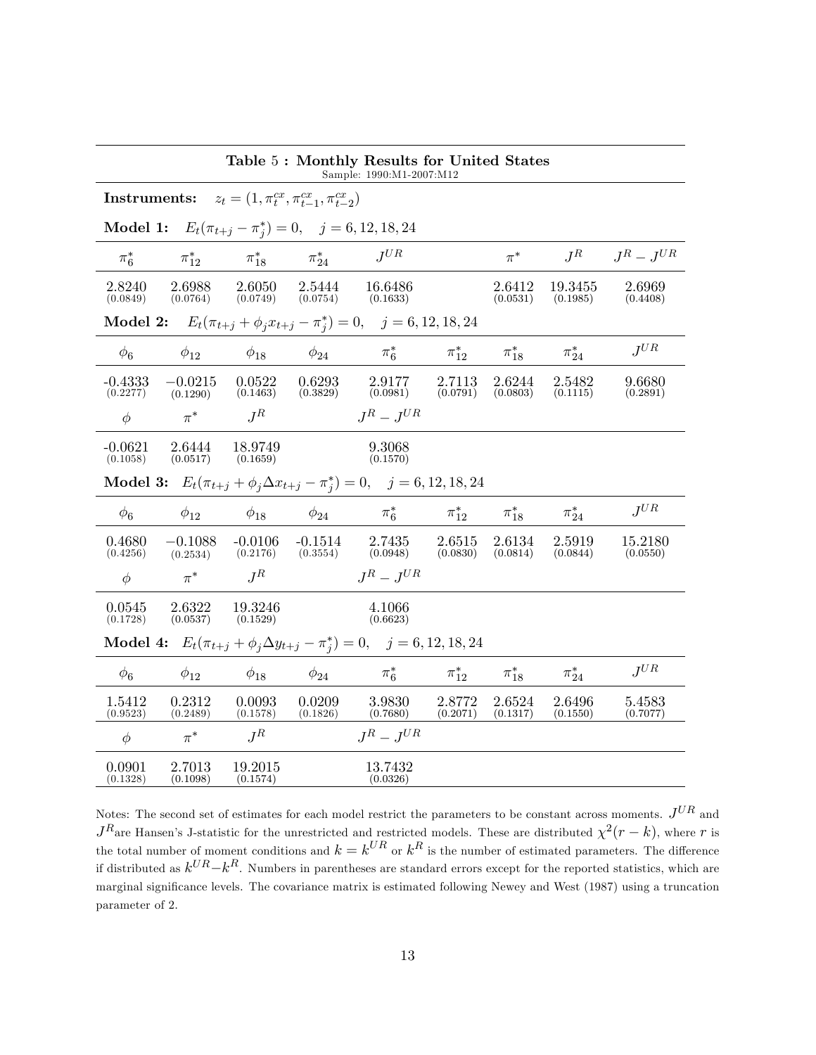**Table 5 : Monthly Results for United States**

Sample: 1990:M1-2007:M12

**Instruments:** $z_t = (1, \pi^{cx}_t, \pi^{cx}_{t-1}, \pi^{cx}_{t-2})$

**Model 1:** $E_t(\pi_{t+j} - \pi^*_j) = 0, \quad j = 6, 12, 18, 24$

| $\pi^*_6$ | $\pi^*_{12}$ | $\pi^*_{18}$ | $\pi^*_{24}$ | $J^{UR}$ | | $\pi^*$ | $J^R$ | $J^R - J^{UR}$ |
|---|---|---|---|---|---|---|---|---|
| 2.8240 (0.0849) | 2.6988 (0.0764) | 2.6050 (0.0749) | 2.5444 (0.0754) | 16.6486 (0.1633) | | 2.6412 (0.0531) | 19.3455 (0.1985) | 2.6969 (0.4408) |

**Model 2:** $E_t(\pi_{t+j} + \phi_j x_{t+j} - \pi^*_j) = 0, \quad j = 6, 12, 18, 24$

| $\phi_6$ | $\phi_{12}$ | $\phi_{18}$ | $\phi_{24}$ | $\pi^*_6$ | $\pi^*_{12}$ | $\pi^*_{18}$ | $\pi^*_{24}$ | $J^{UR}$ |
|---|---|---|---|---|---|---|---|---|
| -0.4333 (0.2277) | $-0.0215$ (0.1290) | 0.0522 (0.1463) | 0.6293 (0.3829) | 2.9177 (0.0981) | 2.7113 (0.0791) | 2.6244 (0.0803) | 2.5482 (0.1115) | 9.6680 (0.2891) |
| $\phi$ | $\pi^*$ | $J^R$ | | $J^R - J^{UR}$ | | | | |
| -0.0621 (0.1058) | 2.6444 (0.0517) | 18.9749 (0.1659) | | 9.3068 (0.1570) | | | | |

**Model 3:** $E_t(\pi_{t+j} + \phi_j \Delta x_{t+j} - \pi^*_j) = 0, \quad j = 6, 12, 18, 24$

| $\phi_6$ | $\phi_{12}$ | $\phi_{18}$ | $\phi_{24}$ | $\pi^*_6$ | $\pi^*_{12}$ | $\pi^*_{18}$ | $\pi^*_{24}$ | $J^{UR}$ |
|---|---|---|---|---|---|---|---|---|
| 0.4680 (0.4256) | $-0.1088$ (0.2534) | -0.0106 (0.2176) | -0.1514 (0.3554) | 2.7435 (0.0948) | 2.6515 (0.0830) | 2.6134 (0.0814) | 2.5919 (0.0844) | 15.2180 (0.0550) |
| $\phi$ | $\pi^*$ | $J^R$ | | $J^R - J^{UR}$ | | | | |
| 0.0545 (0.1728) | 2.6322 (0.0537) | 19.3246 (0.1529) | | 4.1066 (0.6623) | | | | |

**Model 4:** $E_t(\pi_{t+j} + \phi_j \Delta y_{t+j} - \pi^*_j) = 0, \quad j = 6, 12, 18, 24$

| $\phi_6$ | $\phi_{12}$ | $\phi_{18}$ | $\phi_{24}$ | $\pi^*_6$ | $\pi^*_{12}$ | $\pi^*_{18}$ | $\pi^*_{24}$ | $J^{UR}$ |
|---|---|---|---|---|---|---|---|---|
| 1.5412 (0.9523) | 0.2312 (0.2489) | 0.0093 (0.1578) | 0.0209 (0.1826) | 3.9830 (0.7680) | 2.8772 (0.2071) | 2.6524 (0.1317) | 2.6496 (0.1550) | 5.4583 (0.7077) |
| $\phi$ | $\pi^*$ | $J^R$ | | $J^R - J^{UR}$ | | | | |
| 0.0901 (0.1328) | 2.7013 (0.1098) | 19.2015 (0.1574) | | 13.7432 (0.0326) | | | | |

Notes: The second set of estimates for each model restrict the parameters to be constant across moments. $J^{UR}$ and $J^R$are Hansen's J-statistic for the unrestricted and restricted models. These are distributed $\chi^2(r-k)$, where $r$ is the total number of moment conditions and $k = k^{UR}$ or $k^R$ is the number of estimated parameters. The difference if distributed as $k^{UR} - k^R$. Numbers in parentheses are standard errors except for the reported statistics, which are marginal significance levels. The covariance matrix is estimated following Newey and West (1987) using a truncation parameter of 2.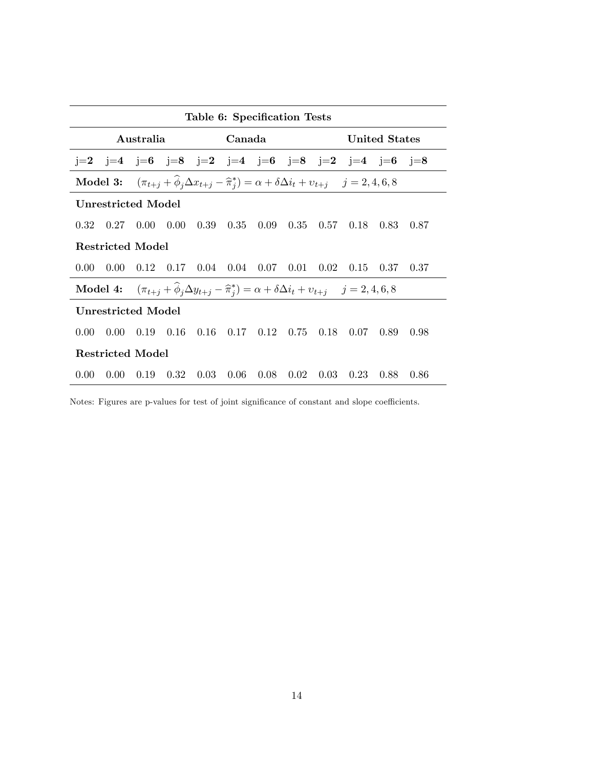**Table 6: Specification Tests**

| Australia | | | | Canada | | | | United States | | | |
|---|---|---|---|---|---|---|---|---|---|---|---|
| j=2 | j=4 | j=6 | j=8 | j=2 | j=4 | j=6 | j=8 | j=2 | j=4 | j=6 | j=8 |
| **Model 3:** $(\pi_{t+j} + \widehat{\phi}_j \Delta x_{t+j} - \widehat{\pi}_j^*) = \alpha + \delta \Delta i_t + \upsilon_{t+j} \quad j = 2, 4, 6, 8$ | | | | | | | | | | | |
| **Unrestricted Model** | | | | | | | | | | | |
| 0.32 | 0.27 | 0.00 | 0.00 | 0.39 | 0.35 | 0.09 | 0.35 | 0.57 | 0.18 | 0.83 | 0.87 |
| **Restricted Model** | | | | | | | | | | | |
| 0.00 | 0.00 | 0.12 | 0.17 | 0.04 | 0.04 | 0.07 | 0.01 | 0.02 | 0.15 | 0.37 | 0.37 |
| **Model 4:** $(\pi_{t+j} + \widehat{\phi}_j \Delta y_{t+j} - \widehat{\pi}_j^*) = \alpha + \delta \Delta i_t + \upsilon_{t+j} \quad j = 2, 4, 6, 8$ | | | | | | | | | | | |
| **Unrestricted Model** | | | | | | | | | | | |
| 0.00 | 0.00 | 0.19 | 0.16 | 0.16 | 0.17 | 0.12 | 0.75 | 0.18 | 0.07 | 0.89 | 0.98 |
| **Restricted Model** | | | | | | | | | | | |
| 0.00 | 0.00 | 0.19 | 0.32 | 0.03 | 0.06 | 0.08 | 0.02 | 0.03 | 0.23 | 0.88 | 0.86 |

Notes: Figures are p-values for test of joint significance of constant and slope coefficients.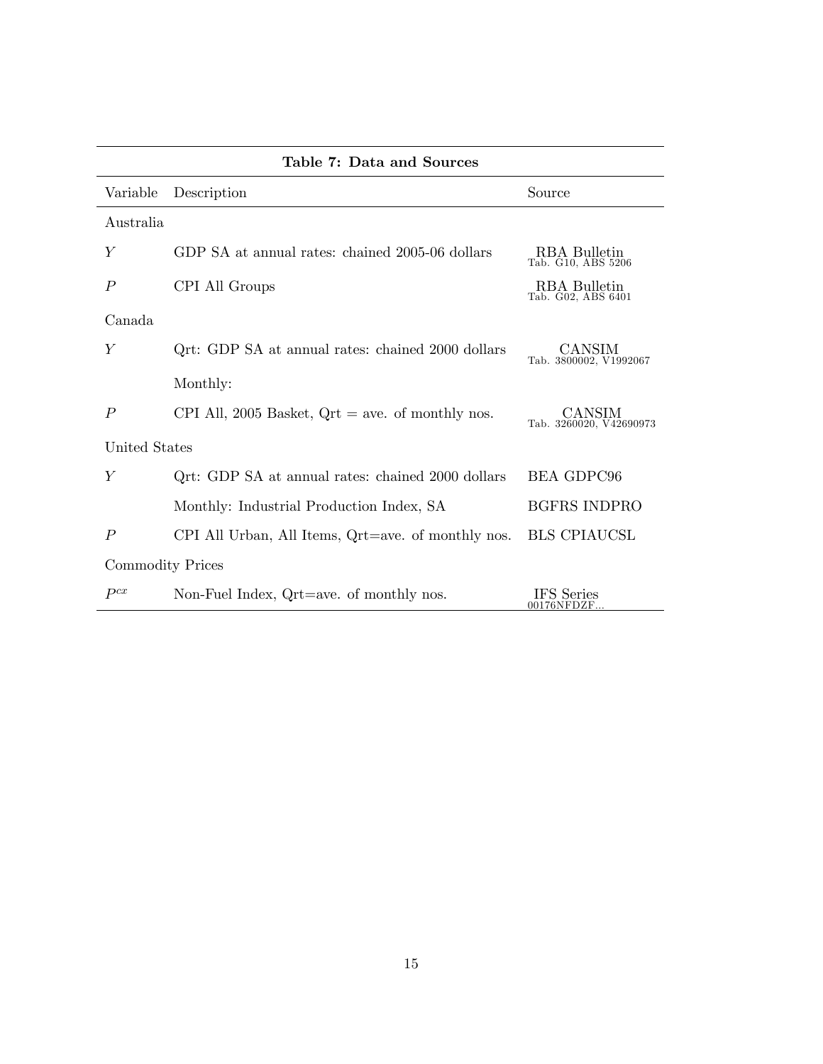**Table 7: Data and Sources**

| Variable | Description | Source |
|---|---|---|
| Australia | | |
| $Y$ | GDP SA at annual rates: chained 2005-06 dollars | RBA Bulletin Tab. G10, ABS 5206 |
| $P$ | CPI All Groups | RBA Bulletin Tab. G02, ABS 6401 |
| Canada | | |
| $Y$ | Qrt: GDP SA at annual rates: chained 2000 dollars | CANSIM Tab. 3800002, V1992067 |
| | Monthly: | |
| $P$ | CPI All, 2005 Basket, Qrt = ave. of monthly nos. | CANSIM Tab. 3260020, V42690973 |
| United States | | |
| $Y$ | Qrt: GDP SA at annual rates: chained 2000 dollars | BEA GDPC96 |
| | Monthly: Industrial Production Index, SA | BGFRS INDPRO |
| $P$ | CPI All Urban, All Items, Qrt=ave. of monthly nos. | BLS CPIAUCSL |
| Commodity Prices | | |
| $P^{cx}$ | Non-Fuel Index, Qrt=ave. of monthly nos. | IFS Series 00176NFDZF... |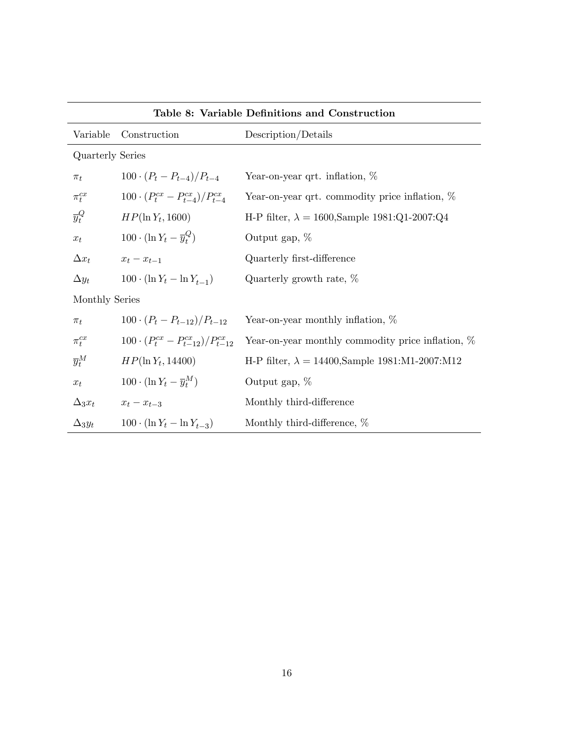**Table 8: Variable Definitions and Construction**

| Variable | Construction | Description/Details |
|---|---|---|
| Quarterly Series | | |
| $\pi_t$ | $100 \cdot (P_t - P_{t-4})/P_{t-4}$ | Year-on-year qrt. inflation, % |
| $\pi_t^{cx}$ | $100 \cdot (P_t^{cx} - P_{t-4}^{cx})/P_{t-4}^{cx}$ | Year-on-year qrt. commodity price inflation, % |
| $\overline{y}_t^Q$ | $HP(\ln Y_t, 1600)$ | H-P filter, $\lambda = 1600$,Sample 1981:Q1-2007:Q4 |
| $x_t$ | $100 \cdot (\ln Y_t - \overline{y}_t^Q)$ | Output gap, % |
| $\Delta x_t$ | $x_t - x_{t-1}$ | Quarterly first-difference |
| $\Delta y_t$ | $100 \cdot (\ln Y_t - \ln Y_{t-1})$ | Quarterly growth rate, % |
| Monthly Series | | |
| $\pi_t$ | $100 \cdot (P_t - P_{t-12})/P_{t-12}$ | Year-on-year monthly inflation, % |
| $\pi_t^{cx}$ | $100 \cdot (P_t^{cx} - P_{t-12}^{cx})/P_{t-12}^{cx}$ | Year-on-year monthly commodity price inflation, % |
| $\overline{y}_t^M$ | $HP(\ln Y_t, 14400)$ | H-P filter, $\lambda = 14400$,Sample 1981:M1-2007:M12 |
| $x_t$ | $100 \cdot (\ln Y_t - \overline{y}_t^M)$ | Output gap, % |
| $\Delta_3 x_t$ | $x_t - x_{t-3}$ | Monthly third-difference |
| $\Delta_3 y_t$ | $100 \cdot (\ln Y_t - \ln Y_{t-3})$ | Monthly third-difference, % |